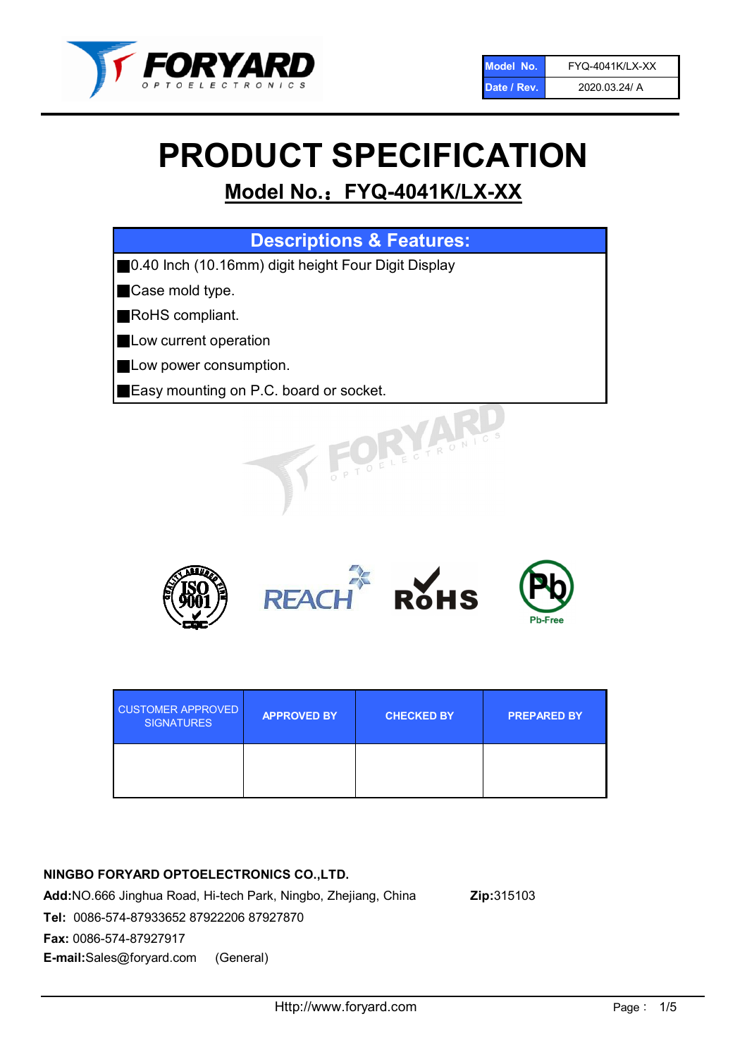| Model No. | FYQ-4041K/LX-XX |
| --- | --- |
| Date / Rev. | 2020.03.24/ A |

# PRODUCT SPECIFICATION

## Model No.：FYQ-4041K/LX-XX

| Descriptions & Features: |
| --- |
| ■0.40 Inch (10.16mm) digit height Four Digit Display |
| ■Case mold type. |
| ■RoHS compliant. |
| ■Low current operation |
| ■Low power consumption. |
| ■Easy mounting on P.C. board or socket. |

| CUSTOMER APPROVED SIGNATURES | APPROVED BY | CHECKED BY | PREPARED BY |
| --- | --- | --- | --- |
| | | | |

**NINGBO FORYARD OPTOELECTRONICS CO.,LTD.**

**Add:**NO.666 Jinghua Road, Hi-tech Park, Ningbo, Zhejiang, China **Zip:**315103

**Tel:** 0086-574-87933652 87922206 87927870

**Fax:** 0086-574-87927917

**E-mail:**Sales@foryard.com (General)

Http://www.foryard.com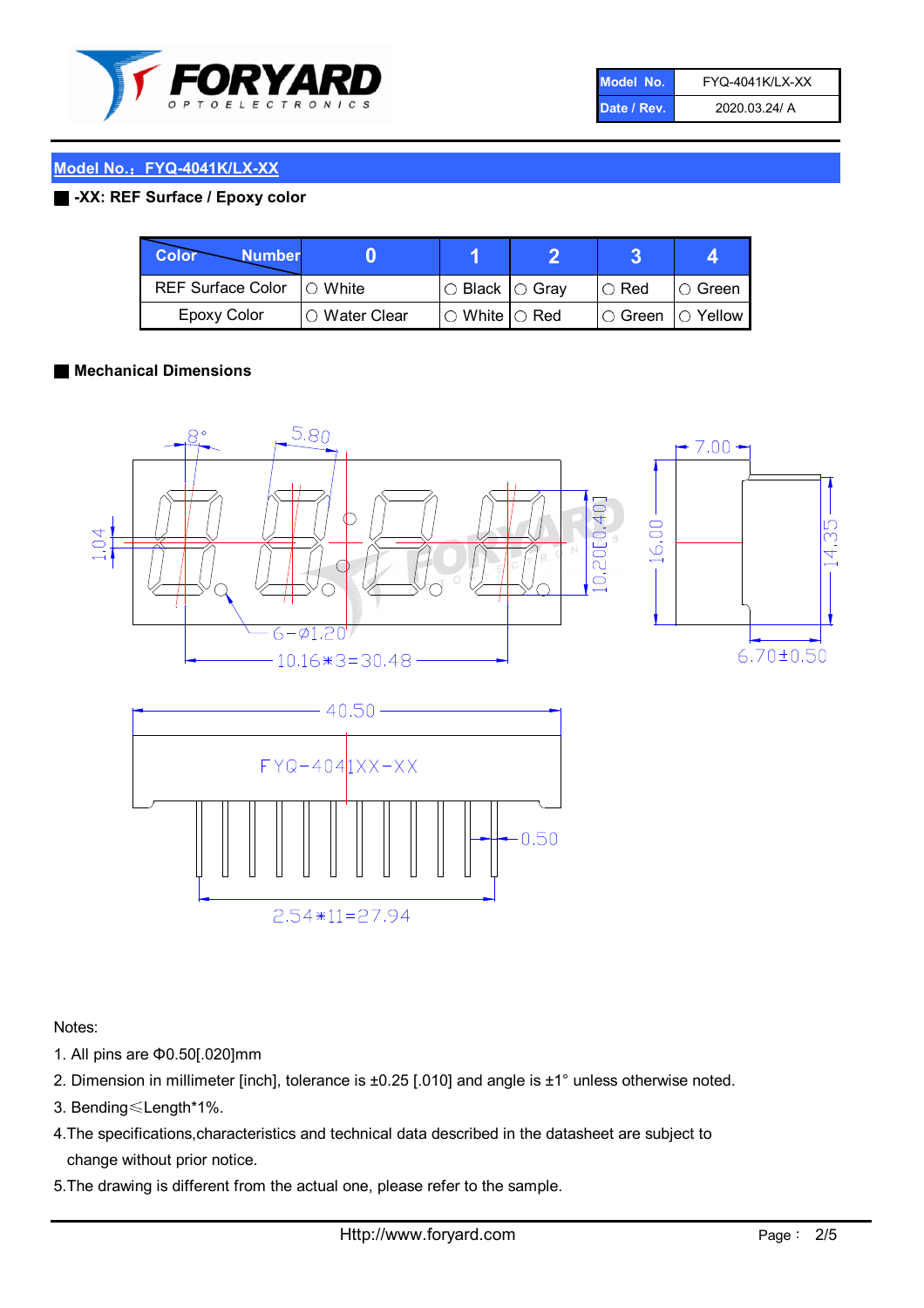| Model No. | FYQ-4041K/LX-XX |
| --- | --- |
| Date / Rev. | 2020.03.24/ A |

## Model No.：FYQ-4041K/LX-XX

### -XX: REF Surface / Epoxy color

| Color \ Number | 0 | 1 | 2 | 3 | 4 |
| --- | --- | --- | --- | --- | --- |
| REF Surface Color | ○ White | ○ Black | ○ Gray | ○ Red | ○ Green |
| Epoxy Color | ○ Water Clear | ○ White | ○ Red | ○ Green | ○ Yellow |

### Mechanical Dimensions

Notes:

1. All pins are Φ0.50[.020]mm
2. Dimension in millimeter [inch], tolerance is ±0.25 [.010] and angle is ±1° unless otherwise noted.
3. Bending≤Length*1%.
4. The specifications,characteristics and technical data described in the datasheet are subject to change without prior notice.
5. The drawing is different from the actual one, please refer to the sample.

Http://www.foryard.com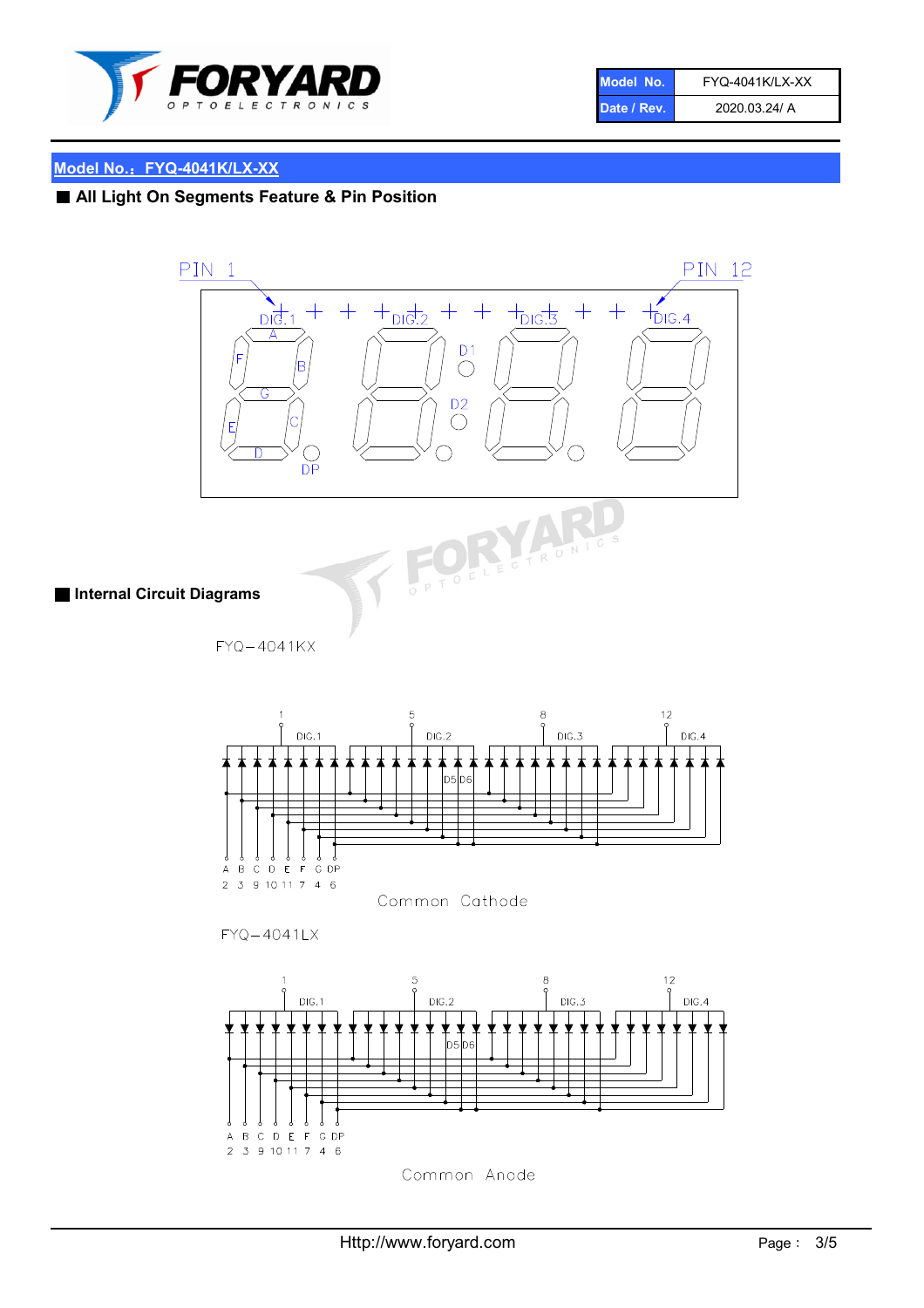| Model No. | FYQ-4041K/LX-XX |
| --- | --- |
| Date / Rev. | 2020.03.24/ A |

## Model No.：FYQ-4041K/LX-XX

### ■ All Light On Segments Feature & Pin Position

PIN 1 &nbsp;&nbsp;&nbsp; PIN 12

DIG.1 &nbsp; DIG.2 &nbsp; DIG.3 &nbsp; DIG.4

A B C D E F G DP D1 D2

### ■ Internal Circuit Diagrams

FYQ−4041KX

| Segment | A | B | C | D | E | F | G | DP |
| --- | --- | --- | --- | --- | --- | --- | --- | --- |
| Pin | 2 | 3 | 9 | 10 | 11 | 7 | 4 | 6 |

DIG.1: 1, DIG.2: 5, DIG.3: 8, DIG.4: 12 (D5, D6)

Common Cathode

FYQ−4041LX

| Segment | A | B | C | D | E | F | G | DP |
| --- | --- | --- | --- | --- | --- | --- | --- | --- |
| Pin | 2 | 3 | 9 | 10 | 11 | 7 | 4 | 6 |

DIG.1: 1, DIG.2: 5, DIG.3: 8, DIG.4: 12 (D5, D6)

Common Anode

Http://www.foryard.com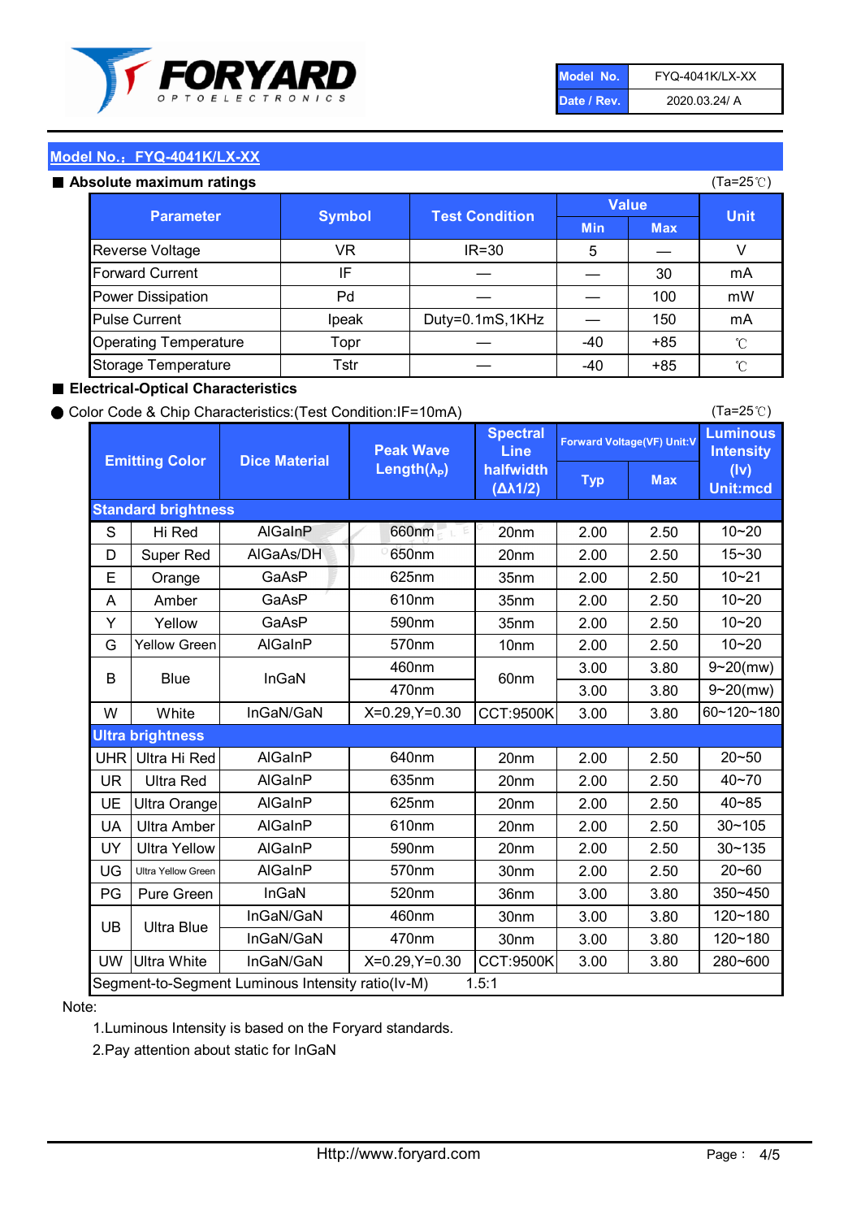| Model No. | FYQ-4041K/LX-XX |
|---|---|
| Date / Rev. | 2020.03.24/ A |

## Model No.：FYQ-4041K/LX-XX

### ■ Absolute maximum ratings

(Ta=25℃)

| Parameter | Symbol | Test Condition | Value | | Unit |
|---|---|---|---|---|---|
| | | | Min | Max | |
| Reverse Voltage | VR | IR=30 | 5 | — | V |
| Forward Current | IF | — | — | 30 | mA |
| Power Dissipation | Pd | — | — | 100 | mW |
| Pulse Current | Ipeak | Duty=0.1mS,1KHz | — | 150 | mA |
| Operating Temperature | Topr | — | -40 | +85 | ℃ |
| Storage Temperature | Tstr | — | -40 | +85 | ℃ |

### ■ Electrical-Optical Characteristics

● Color Code & Chip Characteristics:(Test Condition:IF=10mA)

(Ta=25℃)

| Emitting Color | | Dice Material | Peak Wave Length($\lambda_P$) | Spectral Line halfwidth ($\Delta\lambda 1/2$) | Forward Voltage(VF) Unit:V | | Luminous Intensity (Iv) Unit:mcd |
|---|---|---|---|---|---|---|---|
| | | | | | Typ | Max | |
| **Standard brightness** | | | | | | | |
| S | Hi Red | AlGaInP | 660nm | 20nm | 2.00 | 2.50 | 10~20 |
| D | Super Red | AlGaAs/DH | 650nm | 20nm | 2.00 | 2.50 | 15~30 |
| E | Orange | GaAsP | 625nm | 35nm | 2.00 | 2.50 | 10~21 |
| A | Amber | GaAsP | 610nm | 35nm | 2.00 | 2.50 | 10~20 |
| Y | Yellow | GaAsP | 590nm | 35nm | 2.00 | 2.50 | 10~20 |
| G | Yellow Green | AlGaInP | 570nm | 10nm | 2.00 | 2.50 | 10~20 |
| B | Blue | InGaN | 460nm | 60nm | 3.00 | 3.80 | 9~20(mw) |
| | | | 470nm | | 3.00 | 3.80 | 9~20(mw) |
| W | White | InGaN/GaN | X=0.29,Y=0.30 | CCT:9500K | 3.00 | 3.80 | 60~120~180 |
| **Ultra brightness** | | | | | | | |
| UHR | Ultra Hi Red | AlGaInP | 640nm | 20nm | 2.00 | 2.50 | 20~50 |
| UR | Ultra Red | AlGaInP | 635nm | 20nm | 2.00 | 2.50 | 40~70 |
| UE | Ultra Orange | AlGaInP | 625nm | 20nm | 2.00 | 2.50 | 40~85 |
| UA | Ultra Amber | AlGaInP | 610nm | 20nm | 2.00 | 2.50 | 30~105 |
| UY | Ultra Yellow | AlGaInP | 590nm | 20nm | 2.00 | 2.50 | 30~135 |
| UG | Ultra Yellow Green | AlGaInP | 570nm | 30nm | 2.00 | 2.50 | 20~60 |
| PG | Pure Green | InGaN | 520nm | 36nm | 3.00 | 3.80 | 350~450 |
| UB | Ultra Blue | InGaN/GaN | 460nm | 30nm | 3.00 | 3.80 | 120~180 |
| | | InGaN/GaN | 470nm | 30nm | 3.00 | 3.80 | 120~180 |
| UW | Ultra White | InGaN/GaN | X=0.29,Y=0.30 | CCT:9500K | 3.00 | 3.80 | 280~600 |
| Segment-to-Segment Luminous Intensity ratio(Iv-M) | | | | 1.5:1 | | | |

Note:

1.Luminous Intensity is based on the Foryard standards.

2.Pay attention about static for InGaN

Http://www.foryard.com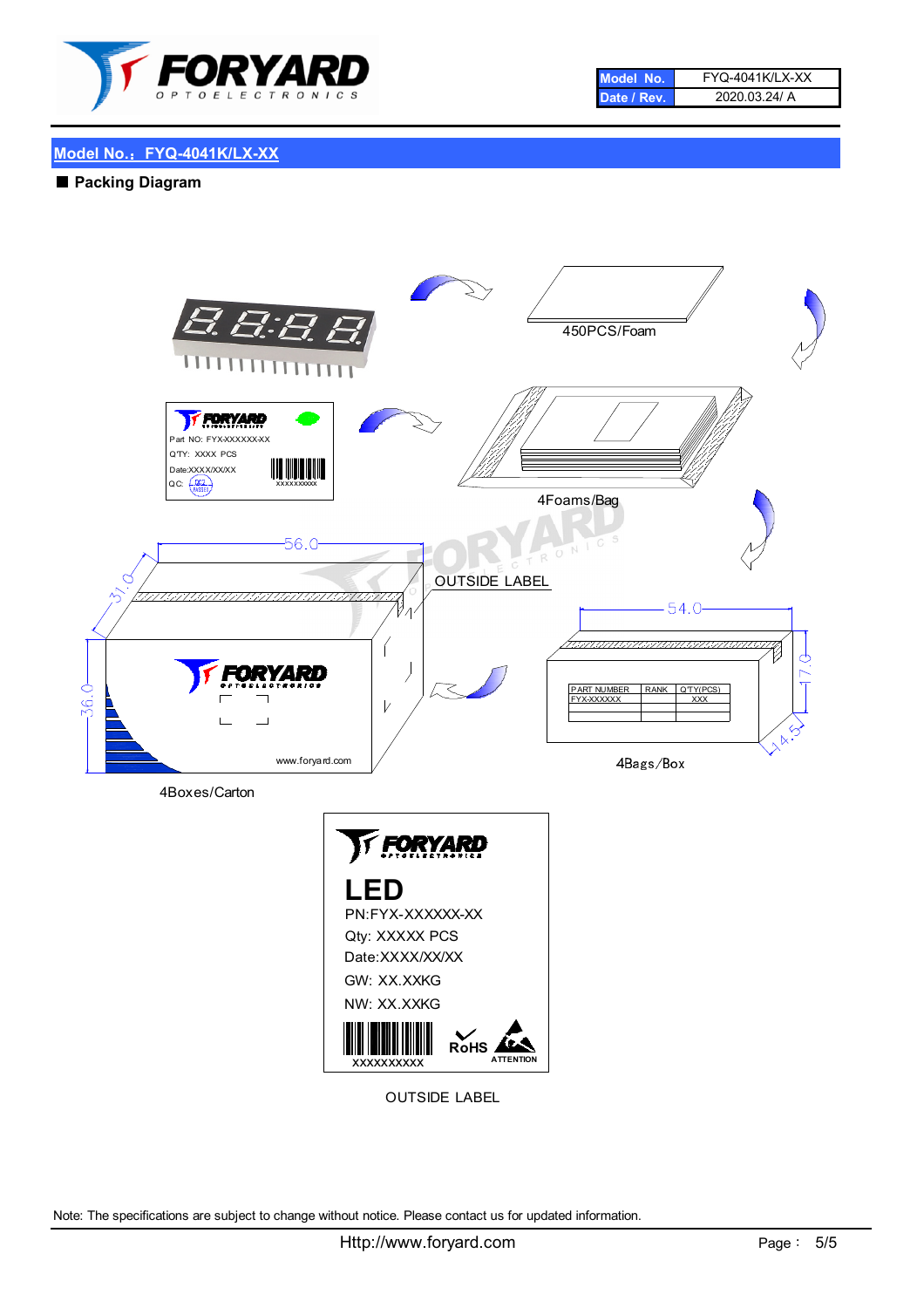| Model No. | FYQ-4041K/LX-XX |
| --- | --- |
| Date / Rev. | 2020.03.24/ A |

## Model No.：FYQ-4041K/LX-XX

■ Packing Diagram

450PCS/Foam

Part NO: FYX-XXXXXXX-XX
Q'TY: XXXX PCS
Date:XXXX/XX/XX
QC:

4Foams/Bag

OUTSIDE LABEL

56.0

31.0

36.0

www.foryard.com

4Boxes/Carton

54.0

17.0

14.5

| PART NUMBER | RANK | Q'TY(PCS) |
| --- | --- | --- |
| FYX-XXXXXX | | XXX |
| | | |
| | | |

4Bags/Box

**LED**
PN:FYX-XXXXXX-XX
Qty: XXXXX PCS
Date:XXXX/XX/XX
GW: XX.XXKG
NW: XX.XXKG
XXXXXXXXXX
RoHS
ATTENTION

OUTSIDE LABEL

Note: The specifications are subject to change without notice. Please contact us for updated information.

Http://www.foryard.com